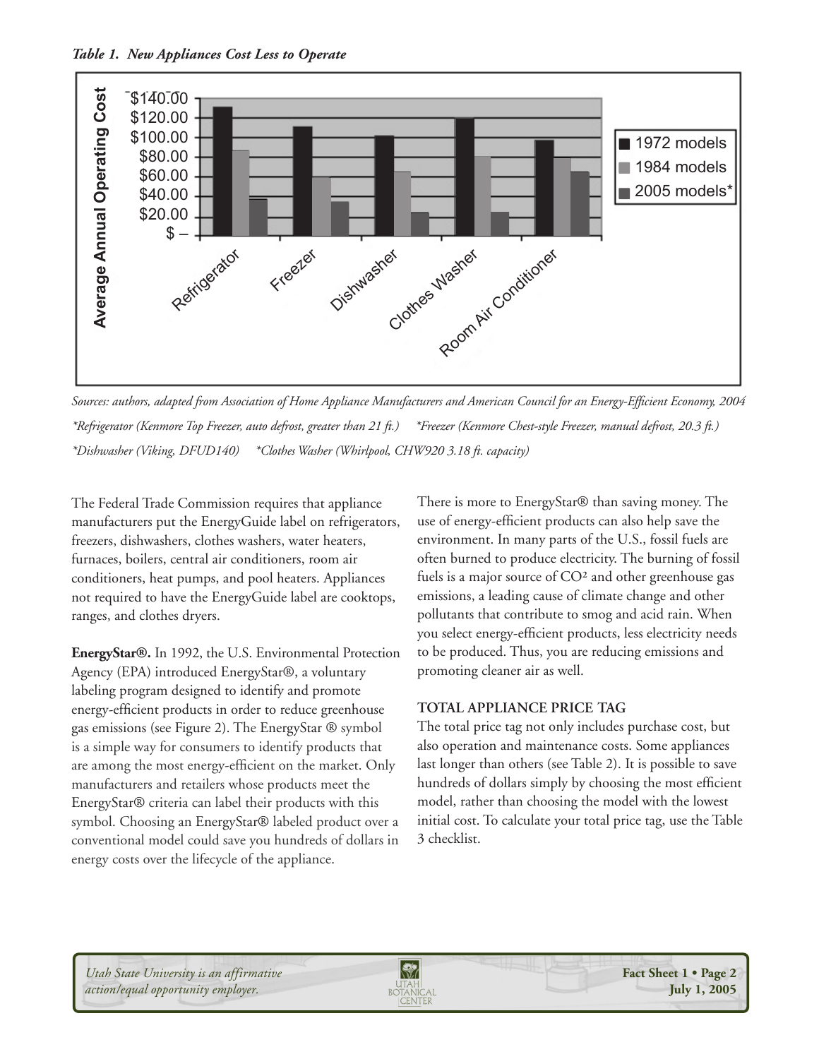*Table 1. New Appliances Cost Less to Operate*

*Sources: authors, adapted from Association of Home Appliance Manufacturers and American Council for an Energy-Efficient Economy, 2004*

*\*Refrigerator (Kenmore Top Freezer, auto defrost, greater than 21 ft.)   \*Freezer (Kenmore Chest-style Freezer, manual defrost, 20.3 ft.)*

*\*Dishwasher (Viking, DFUD140)   \*Clothes Washer (Whirlpool, CHW920 3.18 ft. capacity)*

The Federal Trade Commission requires that appliance manufacturers put the EnergyGuide label on refrigerators, freezers, dishwashers, clothes washers, water heaters, furnaces, boilers, central air conditioners, room air conditioners, heat pumps, and pool heaters. Appliances not required to have the EnergyGuide label are cooktops, ranges, and clothes dryers.

**EnergyStar®.** In 1992, the U.S. Environmental Protection Agency (EPA) introduced EnergyStar®, a voluntary labeling program designed to identify and promote energy-efficient products in order to reduce greenhouse gas emissions (see Figure 2). The EnergyStar ® symbol is a simple way for consumers to identify products that are among the most energy-efficient on the market. Only manufacturers and retailers whose products meet the EnergyStar® criteria can label their products with this symbol. Choosing an EnergyStar® labeled product over a conventional model could save you hundreds of dollars in energy costs over the lifecycle of the appliance.

There is more to EnergyStar® than saving money. The use of energy-efficient products can also help save the environment. In many parts of the U.S., fossil fuels are often burned to produce electricity. The burning of fossil fuels is a major source of $CO^2$ and other greenhouse gas emissions, a leading cause of climate change and other pollutants that contribute to smog and acid rain. When you select energy-efficient products, less electricity needs to be produced. Thus, you are reducing emissions and promoting cleaner air as well.

## TOTAL APPLIANCE PRICE TAG

The total price tag not only includes purchase cost, but also operation and maintenance costs. Some appliances last longer than others (see Table 2). It is possible to save hundreds of dollars simply by choosing the most efficient model, rather than choosing the model with the lowest initial cost. To calculate your total price tag, use the Table 3 checklist.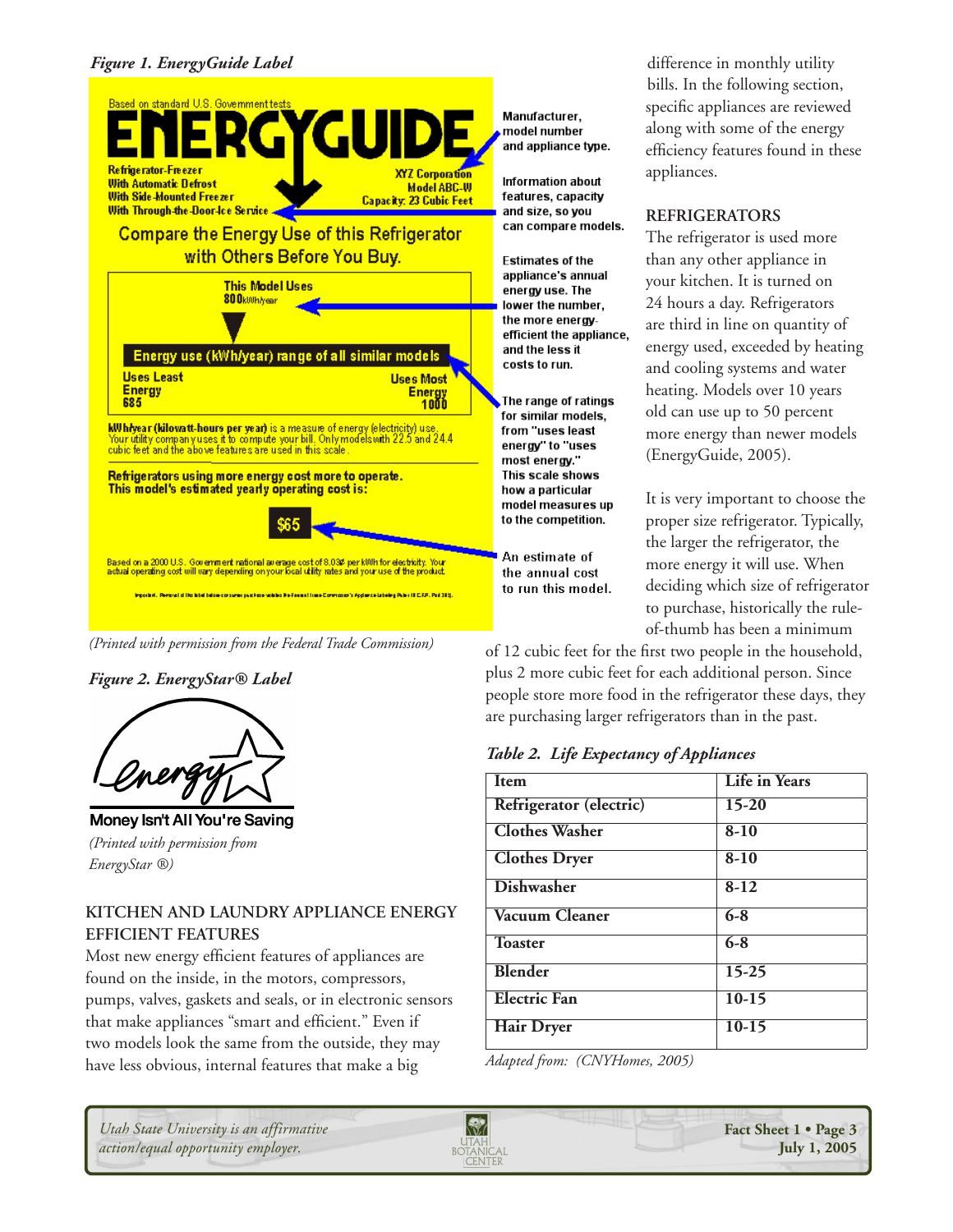*Figure 1. EnergyGuide Label*

Based on standard U.S. Government tests

ENERGYGUIDE

Refrigerator-Freezer
With Automatic Defrost
With Side-Mounted Freezer
With Through-the-Door-Ice Service

XYZ Corporation
Model ABC-W
Capacity: 23 Cubic Feet

Compare the Energy Use of this Refrigerator with Others Before You Buy.

This Model Uses
800 kWh/year

Energy use (kWh/year) range of all similar models

Uses Least Energy 685

Uses Most Energy 1000

kWh/year (kilowatt-hours per year) is a measure of energy (electricity) use. Your utility company uses it to compute your bill. Only models with 22.5 and 24.4 cubic feet and the above features are used in this scale.

Refrigerators using more energy cost more to operate. This model's estimated yearly operating cost is:

$65

Based on a 2000 U.S. Government national average cost of 8.03¢ per kWh for electricity. Your actual operating cost will vary depending on your local utility rates and your use of the product.

Manufacturer, model number and appliance type.

Information about features, capacity and size, so you can compare models.

Estimates of the appliance's annual energy use. The lower the number, the more energy-efficient the appliance, and the less it costs to run.

The range of ratings for similar models, from "uses least energy" to "uses most energy." This scale shows how a particular model measures up to the competition.

An estimate of the annual cost to run this model.

*(Printed with permission from the Federal Trade Commission)*

*Figure 2. EnergyStar® Label*

Money Isn't All You're Saving

*(Printed with permission from EnergyStar ®)*

## KITCHEN AND LAUNDRY APPLIANCE ENERGY EFFICIENT FEATURES

Most new energy efficient features of appliances are found on the inside, in the motors, compressors, pumps, valves, gaskets and seals, or in electronic sensors that make appliances "smart and efficient." Even if two models look the same from the outside, they may have less obvious, internal features that make a big difference in monthly utility bills. In the following section, specific appliances are reviewed along with some of the energy efficiency features found in these appliances.

### REFRIGERATORS

The refrigerator is used more than any other appliance in your kitchen. It is turned on 24 hours a day. Refrigerators are third in line on quantity of energy used, exceeded by heating and cooling systems and water heating. Models over 10 years old can use up to 50 percent more energy than newer models (EnergyGuide, 2005).

It is very important to choose the proper size refrigerator. Typically, the larger the refrigerator, the more energy it will use. When deciding which size of refrigerator to purchase, historically the rule-of-thumb has been a minimum of 12 cubic feet for the first two people in the household, plus 2 more cubic feet for each additional person. Since people store more food in the refrigerator these days, they are purchasing larger refrigerators than in the past.

*Table 2. Life Expectancy of Appliances*

| Item | Life in Years |
|---|---|
| Refrigerator (electric) | 15-20 |
| Clothes Washer | 8-10 |
| Clothes Dryer | 8-10 |
| Dishwasher | 8-12 |
| Vacuum Cleaner | 6-8 |
| Toaster | 6-8 |
| Blender | 15-25 |
| Electric Fan | 10-15 |
| Hair Dryer | 10-15 |

*Adapted from: (CNYHomes, 2005)*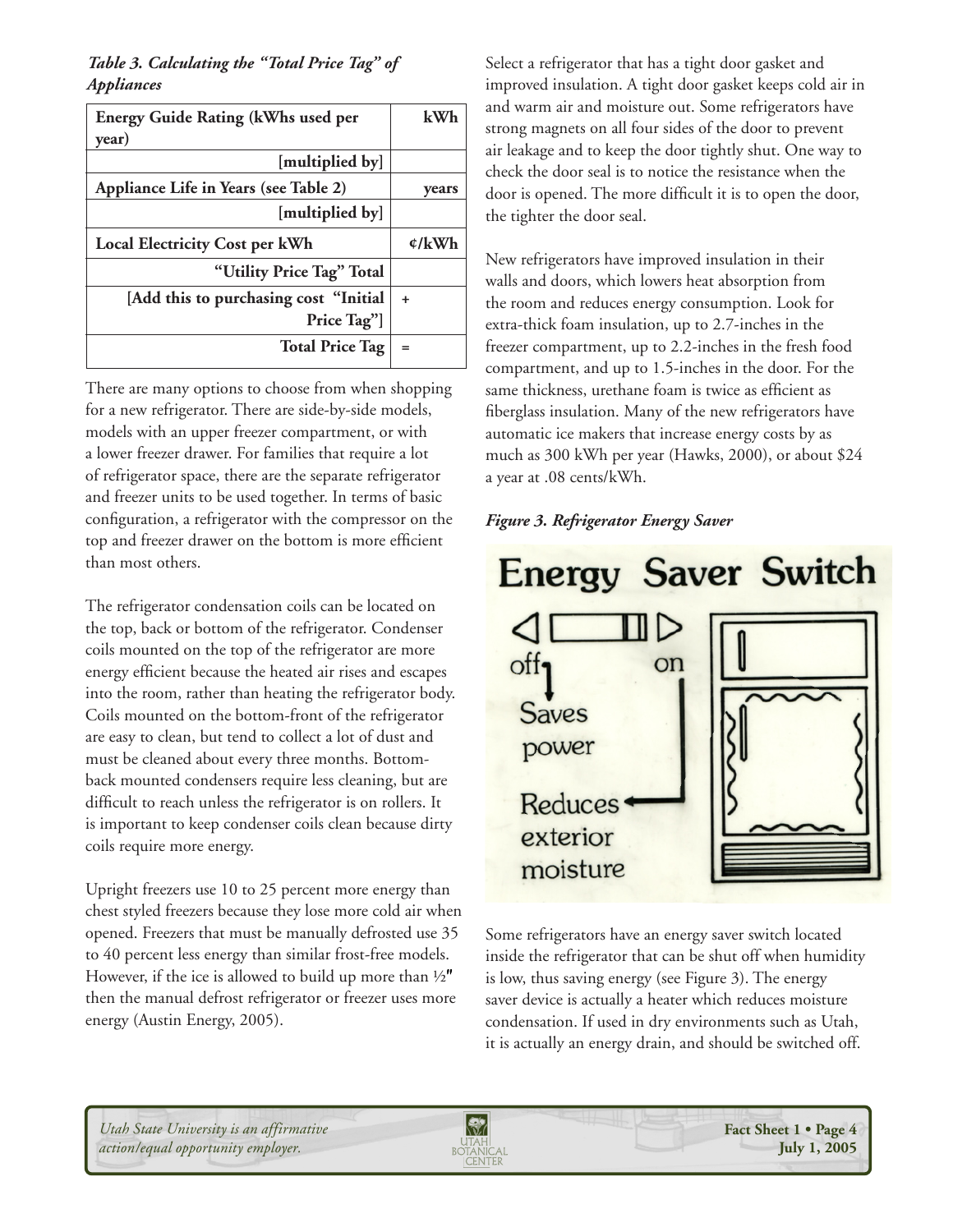*Table 3. Calculating the "Total Price Tag" of Appliances*

| Energy Guide Rating (kWhs used per year) | kWh |
|---|---|
| [multiplied by] | |
| Appliance Life in Years (see Table 2) | years |
| [multiplied by] | |
| Local Electricity Cost per kWh | ¢/kWh |
| "Utility Price Tag" Total | |
| [Add this to purchasing cost "Initial Price Tag"] | + |
| Total Price Tag | = |

There are many options to choose from when shopping for a new refrigerator. There are side-by-side models, models with an upper freezer compartment, or with a lower freezer drawer. For families that require a lot of refrigerator space, there are the separate refrigerator and freezer units to be used together. In terms of basic configuration, a refrigerator with the compressor on the top and freezer drawer on the bottom is more efficient than most others.

The refrigerator condensation coils can be located on the top, back or bottom of the refrigerator. Condenser coils mounted on the top of the refrigerator are more energy efficient because the heated air rises and escapes into the room, rather than heating the refrigerator body. Coils mounted on the bottom-front of the refrigerator are easy to clean, but tend to collect a lot of dust and must be cleaned about every three months. Bottom-back mounted condensers require less cleaning, but are difficult to reach unless the refrigerator is on rollers. It is important to keep condenser coils clean because dirty coils require more energy.

Upright freezers use 10 to 25 percent more energy than chest styled freezers because they lose more cold air when opened. Freezers that must be manually defrosted use 35 to 40 percent less energy than similar frost-free models. However, if the ice is allowed to build up more than ½" then the manual defrost refrigerator or freezer uses more energy (Austin Energy, 2005).

Select a refrigerator that has a tight door gasket and improved insulation. A tight door gasket keeps cold air in and warm air and moisture out. Some refrigerators have strong magnets on all four sides of the door to prevent air leakage and to keep the door tightly shut. One way to check the door seal is to notice the resistance when the door is opened. The more difficult it is to open the door, the tighter the door seal.

New refrigerators have improved insulation in their walls and doors, which lowers heat absorption from the room and reduces energy consumption. Look for extra-thick foam insulation, up to 2.7-inches in the freezer compartment, up to 2.2-inches in the fresh food compartment, and up to 1.5-inches in the door. For the same thickness, urethane foam is twice as efficient as fiberglass insulation. Many of the new refrigerators have automatic ice makers that increase energy costs by as much as 300 kWh per year (Hawks, 2000), or about $24 a year at .08 cents/kWh.

*Figure 3. Refrigerator Energy Saver*

Energy Saver Switch

off — Saves power

on — Reduces exterior moisture

Some refrigerators have an energy saver switch located inside the refrigerator that can be shut off when humidity is low, thus saving energy (see Figure 3). The energy saver device is actually a heater which reduces moisture condensation. If used in dry environments such as Utah, it is actually an energy drain, and should be switched off.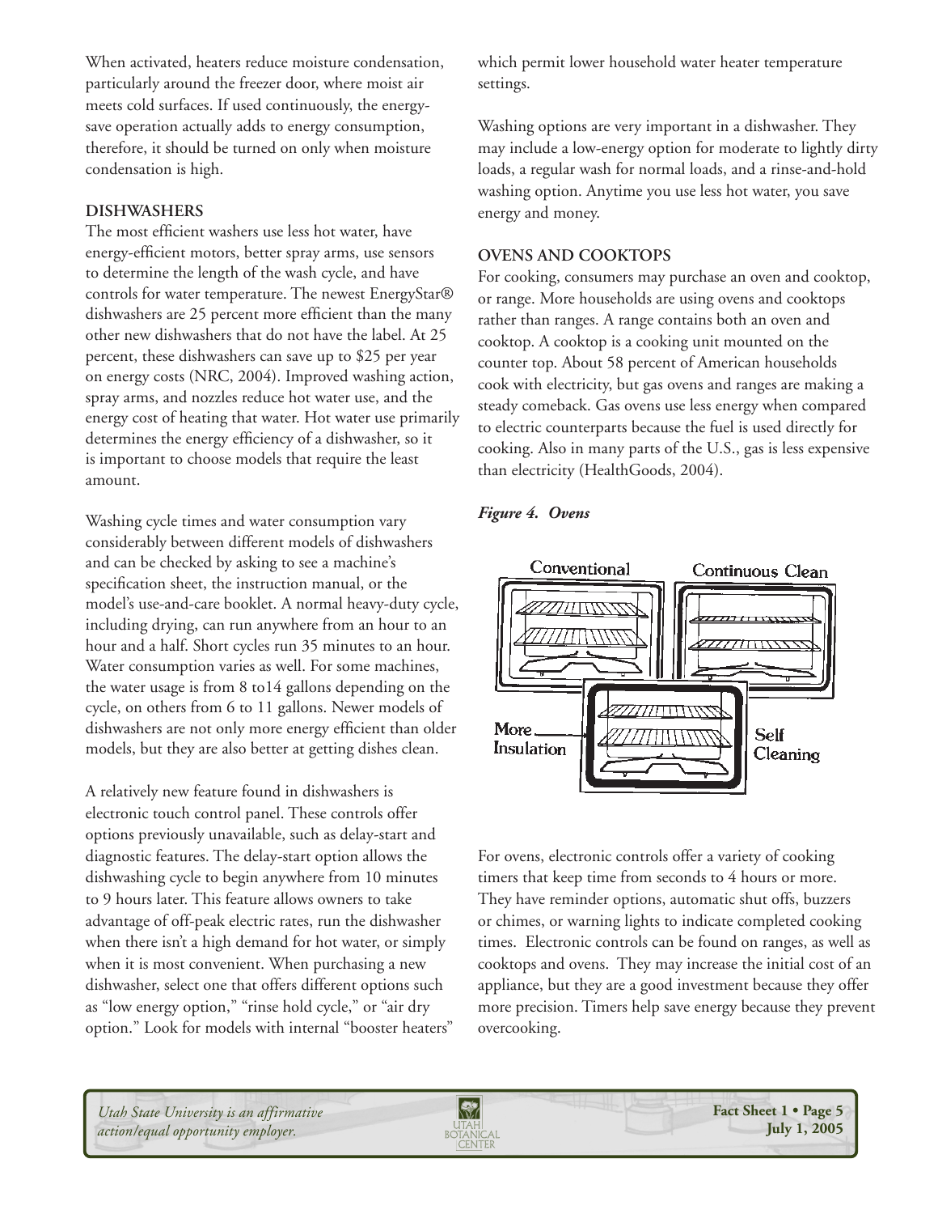When activated, heaters reduce moisture condensation, particularly around the freezer door, where moist air meets cold surfaces. If used continuously, the energy-save operation actually adds to energy consumption, therefore, it should be turned on only when moisture condensation is high.

## DISHWASHERS

The most efficient washers use less hot water, have energy-efficient motors, better spray arms, use sensors to determine the length of the wash cycle, and have controls for water temperature. The newest EnergyStar® dishwashers are 25 percent more efficient than the many other new dishwashers that do not have the label. At 25 percent, these dishwashers can save up to $25 per year on energy costs (NRC, 2004). Improved washing action, spray arms, and nozzles reduce hot water use, and the energy cost of heating that water. Hot water use primarily determines the energy efficiency of a dishwasher, so it is important to choose models that require the least amount.

Washing cycle times and water consumption vary considerably between different models of dishwashers and can be checked by asking to see a machine's specification sheet, the instruction manual, or the model's use-and-care booklet. A normal heavy-duty cycle, including drying, can run anywhere from an hour to an hour and a half. Short cycles run 35 minutes to an hour. Water consumption varies as well. For some machines, the water usage is from 8 to14 gallons depending on the cycle, on others from 6 to 11 gallons. Newer models of dishwashers are not only more energy efficient than older models, but they are also better at getting dishes clean.

A relatively new feature found in dishwashers is electronic touch control panel. These controls offer options previously unavailable, such as delay-start and diagnostic features. The delay-start option allows the dishwashing cycle to begin anywhere from 10 minutes to 9 hours later. This feature allows owners to take advantage of off-peak electric rates, run the dishwasher when there isn't a high demand for hot water, or simply when it is most convenient. When purchasing a new dishwasher, select one that offers different options such as "low energy option," "rinse hold cycle," or "air dry option." Look for models with internal "booster heaters" which permit lower household water heater temperature settings.

Washing options are very important in a dishwasher. They may include a low-energy option for moderate to lightly dirty loads, a regular wash for normal loads, and a rinse-and-hold washing option. Anytime you use less hot water, you save energy and money.

## OVENS AND COOKTOPS

For cooking, consumers may purchase an oven and cooktop, or range. More households are using ovens and cooktops rather than ranges. A range contains both an oven and cooktop. A cooktop is a cooking unit mounted on the counter top. About 58 percent of American households cook with electricity, but gas ovens and ranges are making a steady comeback. Gas ovens use less energy when compared to electric counterparts because the fuel is used directly for cooking. Also in many parts of the U.S., gas is less expensive than electricity (HealthGoods, 2004).

***Figure 4. Ovens***

For ovens, electronic controls offer a variety of cooking timers that keep time from seconds to 4 hours or more. They have reminder options, automatic shut offs, buzzers or chimes, or warning lights to indicate completed cooking times. Electronic controls can be found on ranges, as well as cooktops and ovens. They may increase the initial cost of an appliance, but they are a good investment because they offer more precision. Timers help save energy because they prevent overcooking.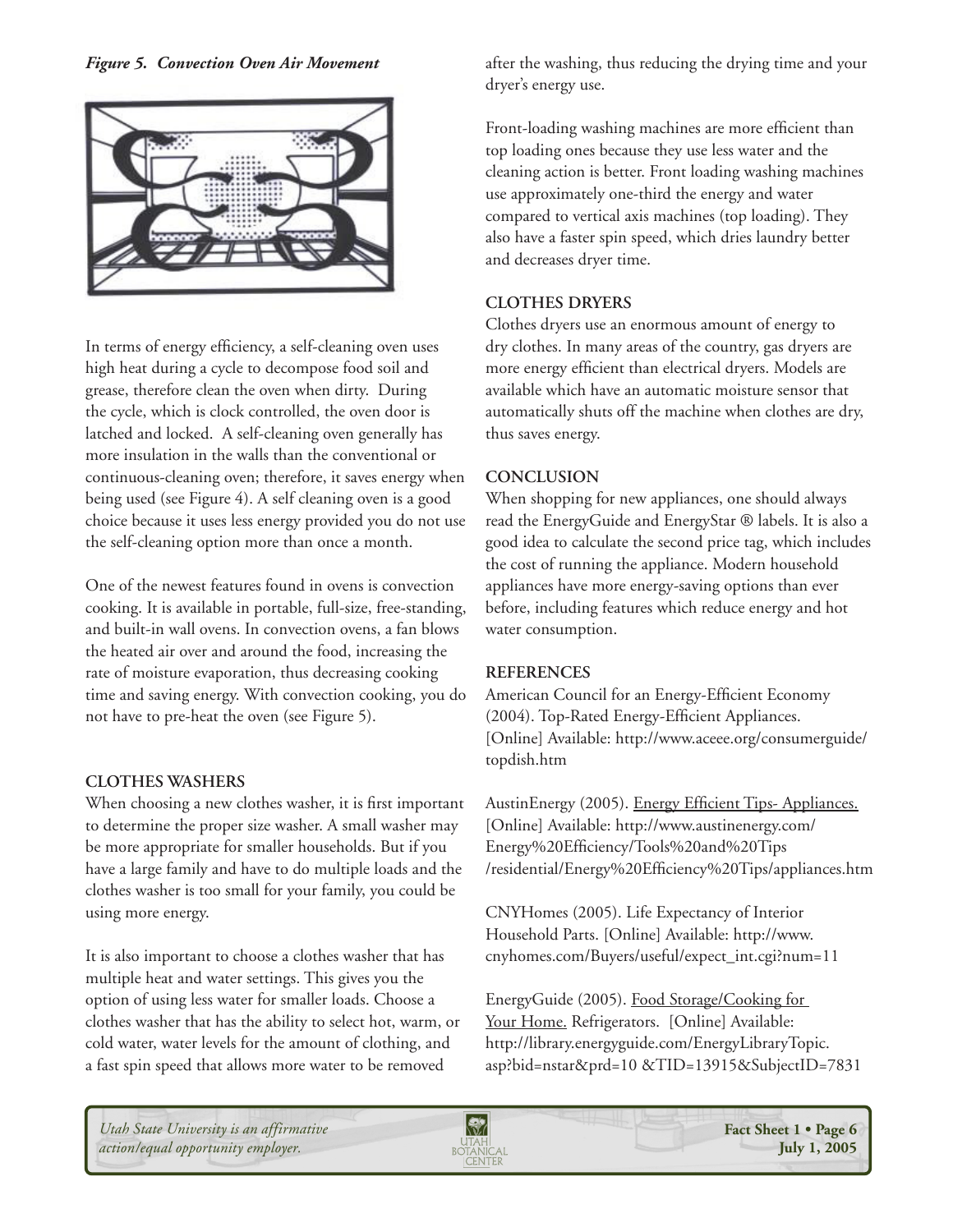*Figure 5. Convection Oven Air Movement*

In terms of energy efficiency, a self-cleaning oven uses high heat during a cycle to decompose food soil and grease, therefore clean the oven when dirty. During the cycle, which is clock controlled, the oven door is latched and locked. A self-cleaning oven generally has more insulation in the walls than the conventional or continuous-cleaning oven; therefore, it saves energy when being used (see Figure 4). A self cleaning oven is a good choice because it uses less energy provided you do not use the self-cleaning option more than once a month.

One of the newest features found in ovens is convection cooking. It is available in portable, full-size, free-standing, and built-in wall ovens. In convection ovens, a fan blows the heated air over and around the food, increasing the rate of moisture evaporation, thus decreasing cooking time and saving energy. With convection cooking, you do not have to pre-heat the oven (see Figure 5).

## CLOTHES WASHERS

When choosing a new clothes washer, it is first important to determine the proper size washer. A small washer may be more appropriate for smaller households. But if you have a large family and have to do multiple loads and the clothes washer is too small for your family, you could be using more energy.

It is also important to choose a clothes washer that has multiple heat and water settings. This gives you the option of using less water for smaller loads. Choose a clothes washer that has the ability to select hot, warm, or cold water, water levels for the amount of clothing, and a fast spin speed that allows more water to be removed after the washing, thus reducing the drying time and your dryer's energy use.

Front-loading washing machines are more efficient than top loading ones because they use less water and the cleaning action is better. Front loading washing machines use approximately one-third the energy and water compared to vertical axis machines (top loading). They also have a faster spin speed, which dries laundry better and decreases dryer time.

## CLOTHES DRYERS

Clothes dryers use an enormous amount of energy to dry clothes. In many areas of the country, gas dryers are more energy efficient than electrical dryers. Models are available which have an automatic moisture sensor that automatically shuts off the machine when clothes are dry, thus saves energy.

## CONCLUSION

When shopping for new appliances, one should always read the EnergyGuide and EnergyStar ® labels. It is also a good idea to calculate the second price tag, which includes the cost of running the appliance. Modern household appliances have more energy-saving options than ever before, including features which reduce energy and hot water consumption.

## REFERENCES

American Council for an Energy-Efficient Economy (2004). Top-Rated Energy-Efficient Appliances. [Online] Available: http://www.aceee.org/consumerguide/topdish.htm

AustinEnergy (2005). Energy Efficient Tips- Appliances. [Online] Available: http://www.austinenergy.com/Energy%20Efficiency/Tools%20and%20Tips/residential/Energy%20Efficiency%20Tips/appliances.htm

CNYHomes (2005). Life Expectancy of Interior Household Parts. [Online] Available: http://www.cnyhomes.com/Buyers/useful/expect_int.cgi?num=11

EnergyGuide (2005). Food Storage/Cooking for Your Home. Refrigerators. [Online] Available: http://library.energyguide.com/EnergyLibraryTopic.asp?bid=nstar&prd=10 &TID=13915&SubjectID=7831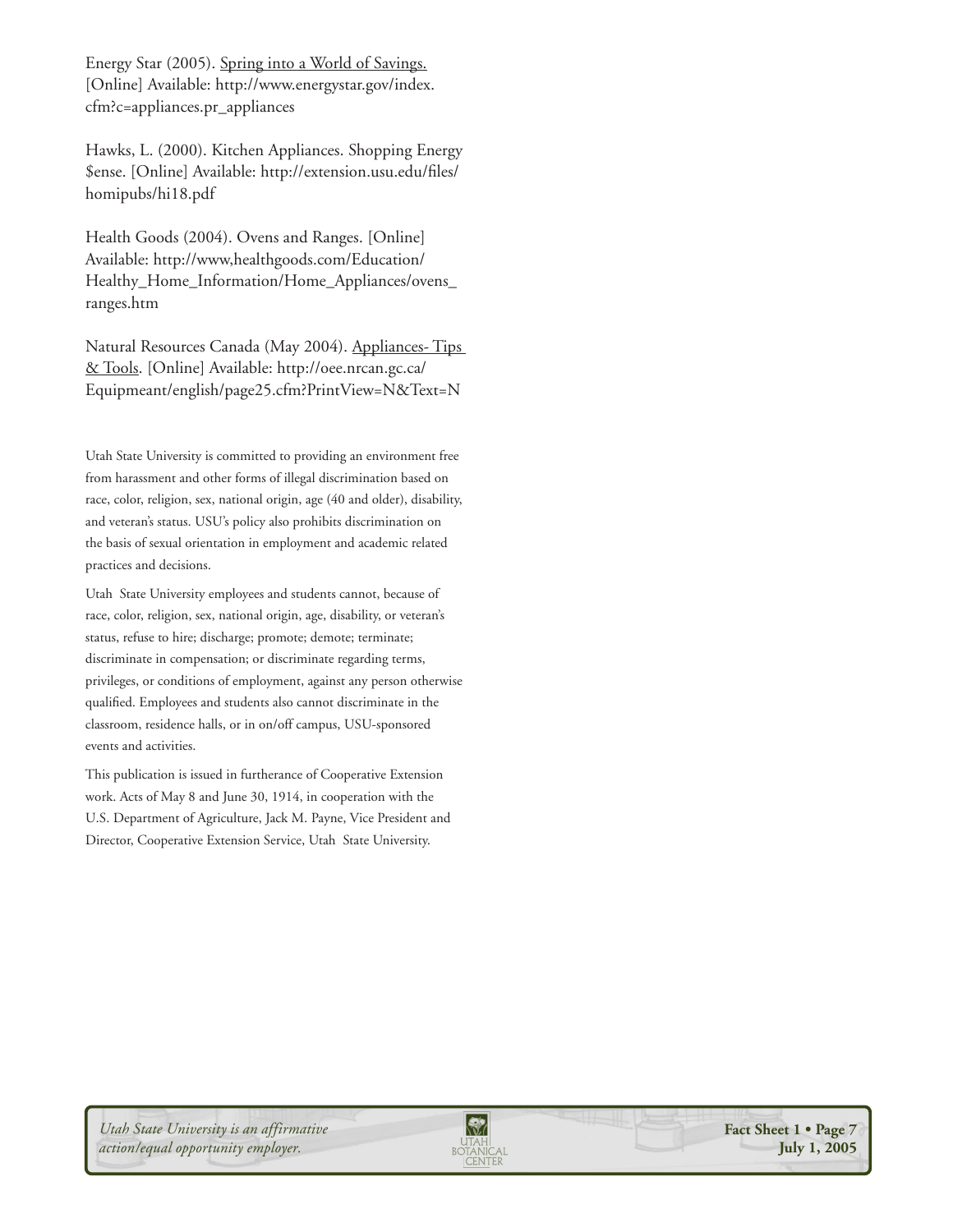Energy Star (2005). Spring into a World of Savings. [Online] Available: http://www.energystar.gov/index.cfm?c=appliances.pr_appliances

Hawks, L. (2000). Kitchen Appliances. Shopping Energy $ense. [Online] Available: http://extension.usu.edu/files/homipubs/hi18.pdf

Health Goods (2004). Ovens and Ranges. [Online] Available: http://www,healthgoods.com/Education/Healthy_Home_Information/Home_Appliances/ovens_ranges.htm

Natural Resources Canada (May 2004). Appliances- Tips & Tools. [Online] Available: http://oee.nrcan.gc.ca/Equipmeant/english/page25.cfm?PrintView=N&Text=N

Utah State University is committed to providing an environment free from harassment and other forms of illegal discrimination based on race, color, religion, sex, national origin, age (40 and older), disability, and veteran's status. USU's policy also prohibits discrimination on the basis of sexual orientation in employment and academic related practices and decisions.

Utah State University employees and students cannot, because of race, color, religion, sex, national origin, age, disability, or veteran's status, refuse to hire; discharge; promote; demote; terminate; discriminate in compensation; or discriminate regarding terms, privileges, or conditions of employment, against any person otherwise qualified. Employees and students also cannot discriminate in the classroom, residence halls, or in on/off campus, USU-sponsored events and activities.

This publication is issued in furtherance of Cooperative Extension work. Acts of May 8 and June 30, 1914, in cooperation with the U.S. Department of Agriculture, Jack M. Payne, Vice President and Director, Cooperative Extension Service, Utah State University.

*Utah State University is an affirmative action/equal opportunity employer.*